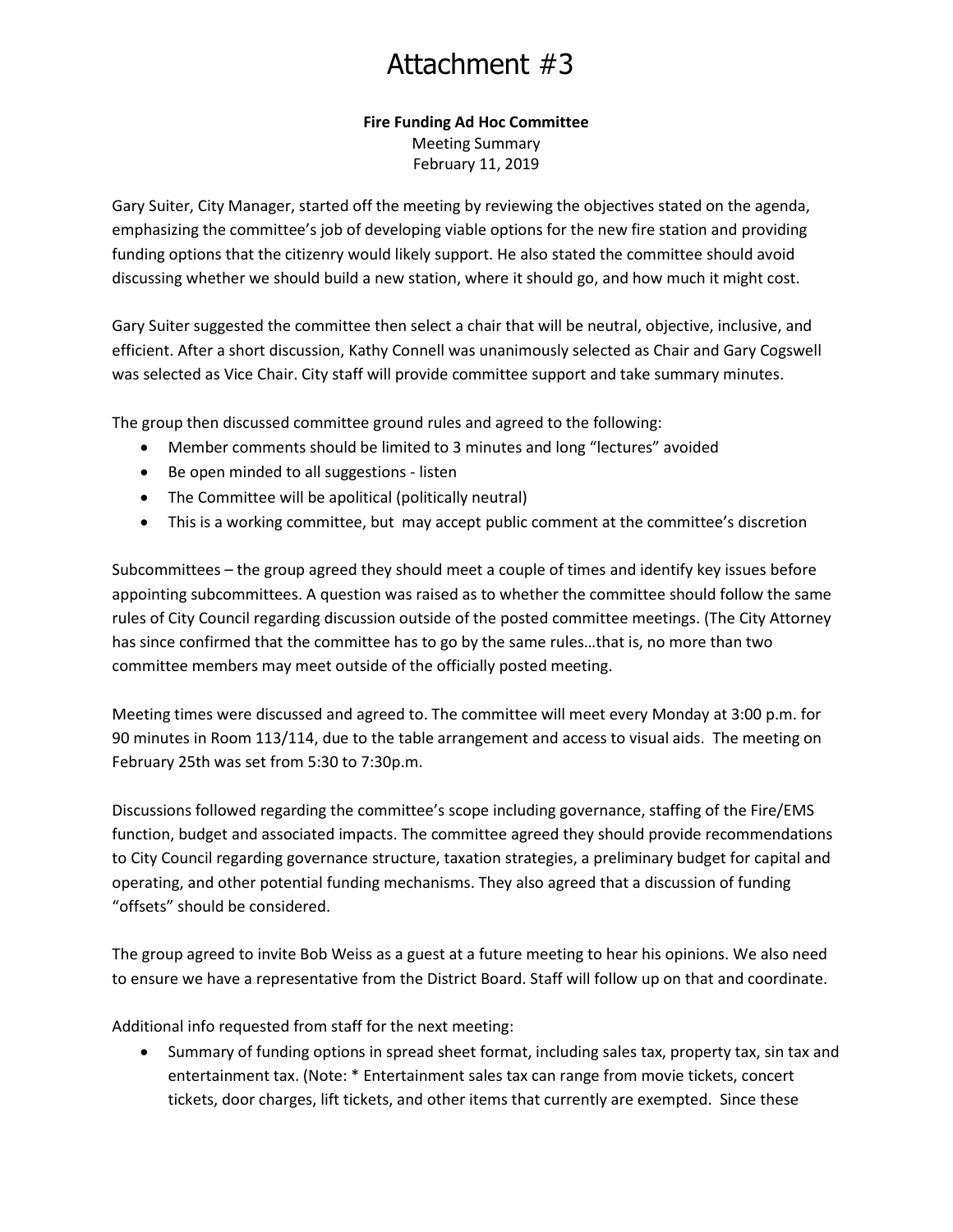# Attachment #3

**Fire Funding Ad Hoc Committee**
Meeting Summary
February 11, 2019

Gary Suiter, City Manager, started off the meeting by reviewing the objectives stated on the agenda, emphasizing the committee's job of developing viable options for the new fire station and providing funding options that the citizenry would likely support. He also stated the committee should avoid discussing whether we should build a new station, where it should go, and how much it might cost.

Gary Suiter suggested the committee then select a chair that will be neutral, objective, inclusive, and efficient. After a short discussion, Kathy Connell was unanimously selected as Chair and Gary Cogswell was selected as Vice Chair. City staff will provide committee support and take summary minutes.

The group then discussed committee ground rules and agreed to the following:

- Member comments should be limited to 3 minutes and long "lectures" avoided
- Be open minded to all suggestions - listen
- The Committee will be apolitical (politically neutral)
- This is a working committee, but may accept public comment at the committee's discretion

Subcommittees – the group agreed they should meet a couple of times and identify key issues before appointing subcommittees. A question was raised as to whether the committee should follow the same rules of City Council regarding discussion outside of the posted committee meetings. (The City Attorney has since confirmed that the committee has to go by the same rules…that is, no more than two committee members may meet outside of the officially posted meeting.

Meeting times were discussed and agreed to. The committee will meet every Monday at 3:00 p.m. for 90 minutes in Room 113/114, due to the table arrangement and access to visual aids. The meeting on February 25th was set from 5:30 to 7:30p.m.

Discussions followed regarding the committee's scope including governance, staffing of the Fire/EMS function, budget and associated impacts. The committee agreed they should provide recommendations to City Council regarding governance structure, taxation strategies, a preliminary budget for capital and operating, and other potential funding mechanisms. They also agreed that a discussion of funding "offsets" should be considered.

The group agreed to invite Bob Weiss as a guest at a future meeting to hear his opinions. We also need to ensure we have a representative from the District Board. Staff will follow up on that and coordinate.

Additional info requested from staff for the next meeting:

- Summary of funding options in spread sheet format, including sales tax, property tax, sin tax and entertainment tax. (Note: * Entertainment sales tax can range from movie tickets, concert tickets, door charges, lift tickets, and other items that currently are exempted. Since these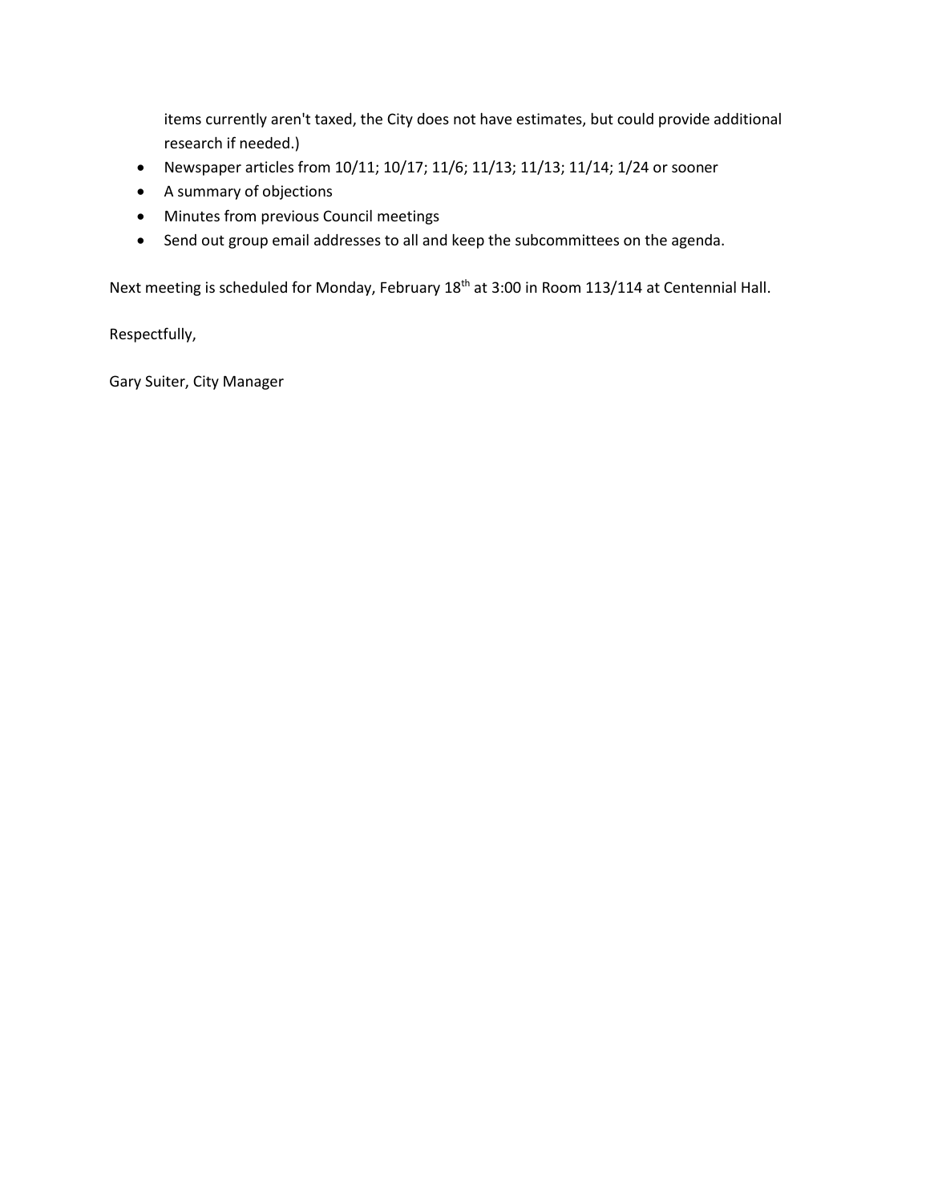items currently aren't taxed, the City does not have estimates, but could provide additional research if needed.)

- Newspaper articles from 10/11; 10/17; 11/6; 11/13; 11/13; 11/14; 1/24 or sooner
- A summary of objections
- Minutes from previous Council meetings
- Send out group email addresses to all and keep the subcommittees on the agenda.

Next meeting is scheduled for Monday, February 18th at 3:00 in Room 113/114 at Centennial Hall.

Respectfully,

Gary Suiter, City Manager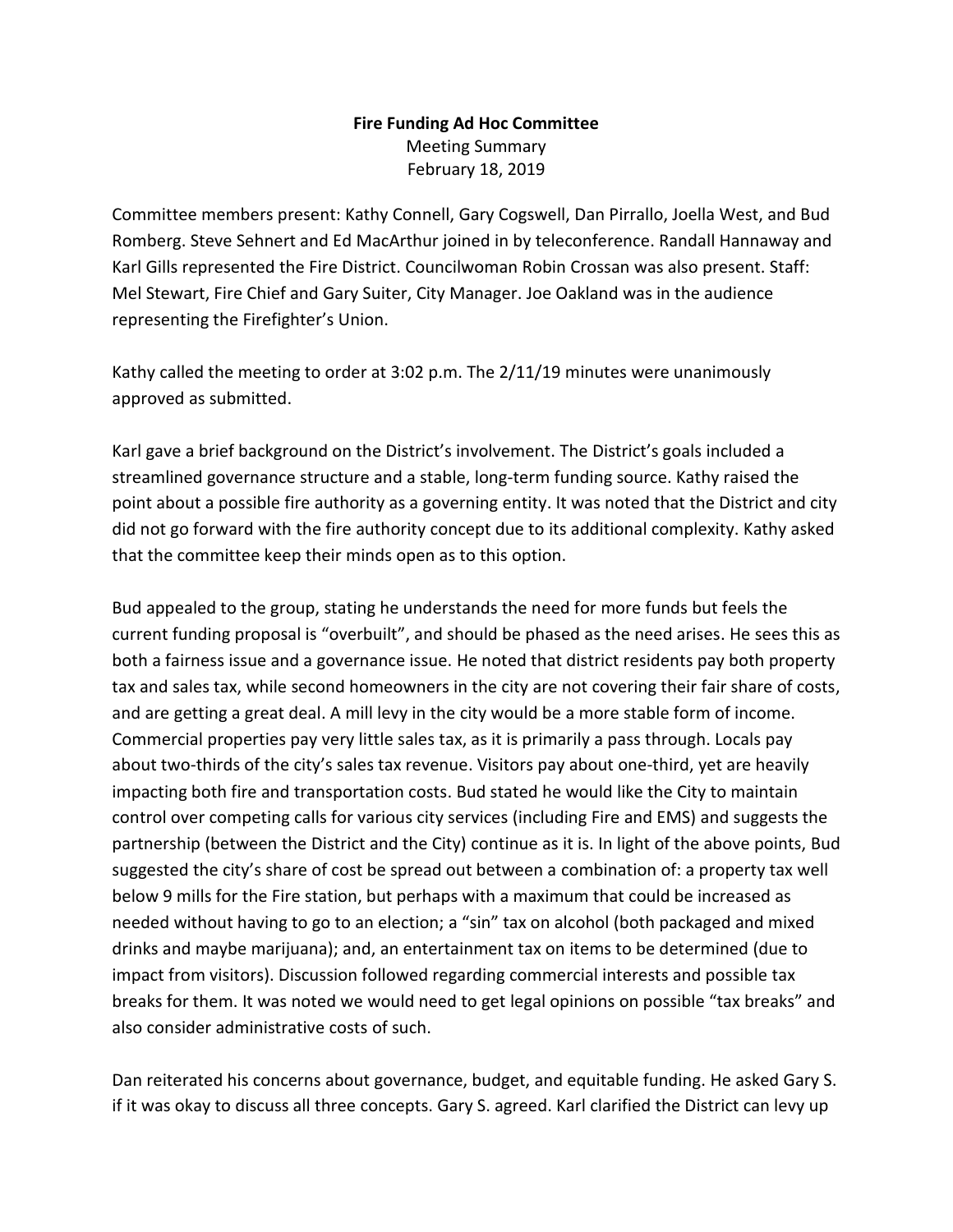**Fire Funding Ad Hoc Committee**

Meeting Summary

February 18, 2019

Committee members present: Kathy Connell, Gary Cogswell, Dan Pirrallo, Joella West, and Bud Romberg. Steve Sehnert and Ed MacArthur joined in by teleconference. Randall Hannaway and Karl Gills represented the Fire District. Councilwoman Robin Crossan was also present. Staff: Mel Stewart, Fire Chief and Gary Suiter, City Manager. Joe Oakland was in the audience representing the Firefighter's Union.

Kathy called the meeting to order at 3:02 p.m. The 2/11/19 minutes were unanimously approved as submitted.

Karl gave a brief background on the District's involvement. The District's goals included a streamlined governance structure and a stable, long-term funding source. Kathy raised the point about a possible fire authority as a governing entity. It was noted that the District and city did not go forward with the fire authority concept due to its additional complexity. Kathy asked that the committee keep their minds open as to this option.

Bud appealed to the group, stating he understands the need for more funds but feels the current funding proposal is "overbuilt", and should be phased as the need arises. He sees this as both a fairness issue and a governance issue. He noted that district residents pay both property tax and sales tax, while second homeowners in the city are not covering their fair share of costs, and are getting a great deal. A mill levy in the city would be a more stable form of income. Commercial properties pay very little sales tax, as it is primarily a pass through. Locals pay about two-thirds of the city's sales tax revenue. Visitors pay about one-third, yet are heavily impacting both fire and transportation costs. Bud stated he would like the City to maintain control over competing calls for various city services (including Fire and EMS) and suggests the partnership (between the District and the City) continue as it is. In light of the above points, Bud suggested the city's share of cost be spread out between a combination of: a property tax well below 9 mills for the Fire station, but perhaps with a maximum that could be increased as needed without having to go to an election; a "sin" tax on alcohol (both packaged and mixed drinks and maybe marijuana); and, an entertainment tax on items to be determined (due to impact from visitors). Discussion followed regarding commercial interests and possible tax breaks for them. It was noted we would need to get legal opinions on possible "tax breaks" and also consider administrative costs of such.

Dan reiterated his concerns about governance, budget, and equitable funding. He asked Gary S. if it was okay to discuss all three concepts. Gary S. agreed. Karl clarified the District can levy up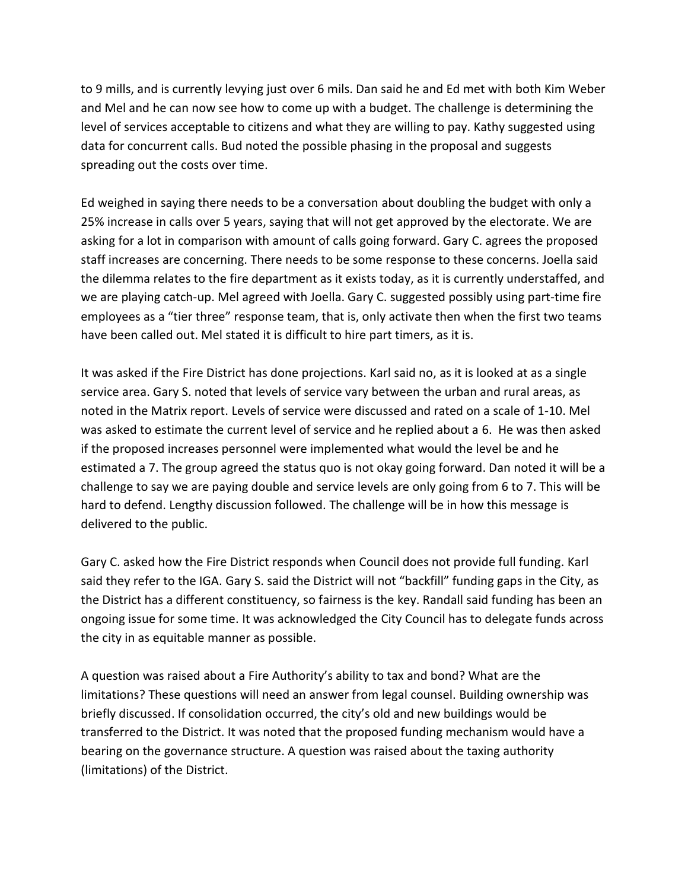to 9 mills, and is currently levying just over 6 mils. Dan said he and Ed met with both Kim Weber and Mel and he can now see how to come up with a budget. The challenge is determining the level of services acceptable to citizens and what they are willing to pay. Kathy suggested using data for concurrent calls. Bud noted the possible phasing in the proposal and suggests spreading out the costs over time.

Ed weighed in saying there needs to be a conversation about doubling the budget with only a 25% increase in calls over 5 years, saying that will not get approved by the electorate. We are asking for a lot in comparison with amount of calls going forward. Gary C. agrees the proposed staff increases are concerning. There needs to be some response to these concerns. Joella said the dilemma relates to the fire department as it exists today, as it is currently understaffed, and we are playing catch-up. Mel agreed with Joella. Gary C. suggested possibly using part-time fire employees as a "tier three" response team, that is, only activate then when the first two teams have been called out. Mel stated it is difficult to hire part timers, as it is.

It was asked if the Fire District has done projections. Karl said no, as it is looked at as a single service area. Gary S. noted that levels of service vary between the urban and rural areas, as noted in the Matrix report. Levels of service were discussed and rated on a scale of 1-10. Mel was asked to estimate the current level of service and he replied about a 6. He was then asked if the proposed increases personnel were implemented what would the level be and he estimated a 7. The group agreed the status quo is not okay going forward. Dan noted it will be a challenge to say we are paying double and service levels are only going from 6 to 7. This will be hard to defend. Lengthy discussion followed. The challenge will be in how this message is delivered to the public.

Gary C. asked how the Fire District responds when Council does not provide full funding. Karl said they refer to the IGA. Gary S. said the District will not "backfill" funding gaps in the City, as the District has a different constituency, so fairness is the key. Randall said funding has been an ongoing issue for some time. It was acknowledged the City Council has to delegate funds across the city in as equitable manner as possible.

A question was raised about a Fire Authority's ability to tax and bond? What are the limitations? These questions will need an answer from legal counsel. Building ownership was briefly discussed. If consolidation occurred, the city's old and new buildings would be transferred to the District. It was noted that the proposed funding mechanism would have a bearing on the governance structure. A question was raised about the taxing authority (limitations) of the District.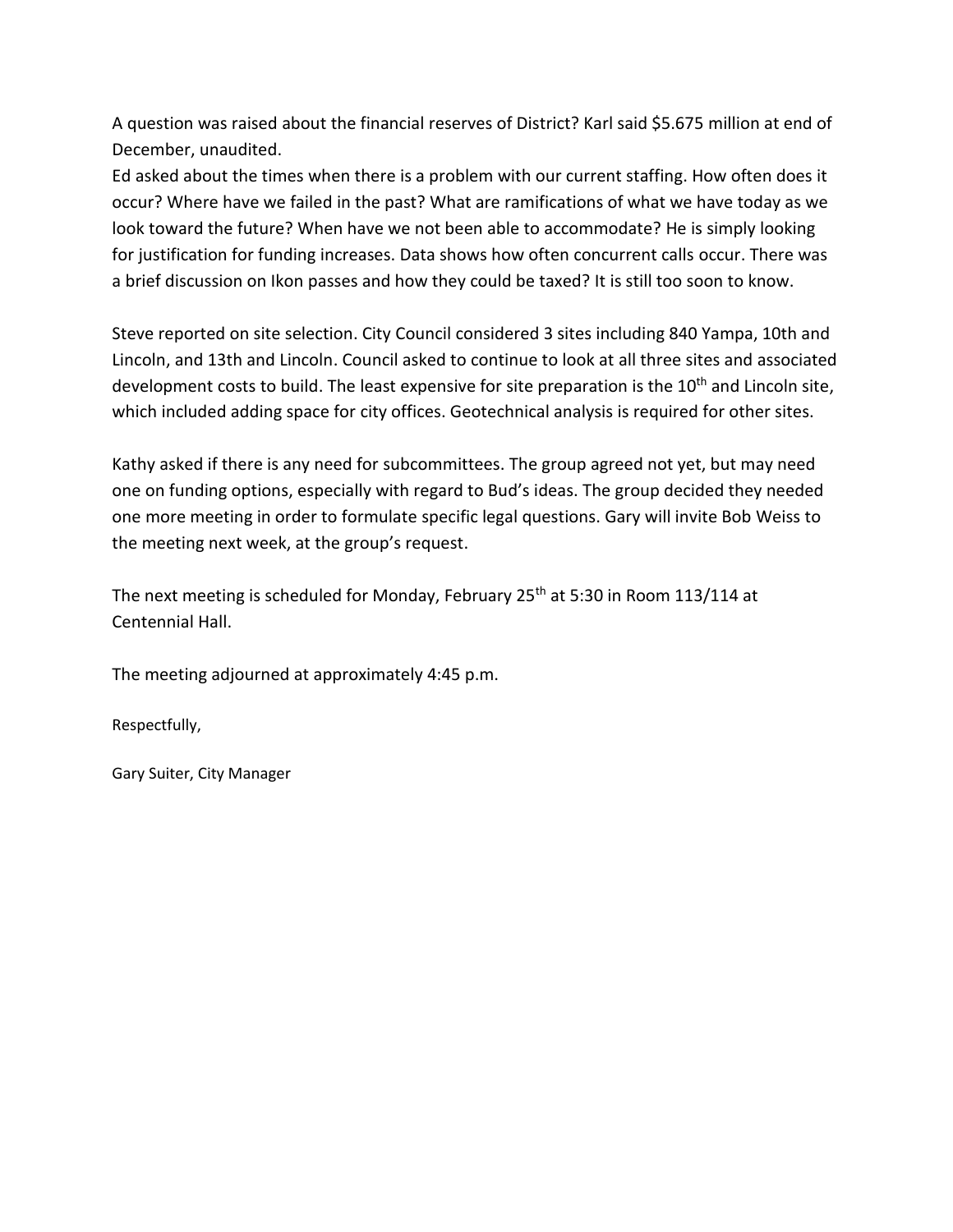A question was raised about the financial reserves of District? Karl said $5.675 million at end of December, unaudited.

Ed asked about the times when there is a problem with our current staffing. How often does it occur? Where have we failed in the past? What are ramifications of what we have today as we look toward the future? When have we not been able to accommodate? He is simply looking for justification for funding increases. Data shows how often concurrent calls occur. There was a brief discussion on Ikon passes and how they could be taxed? It is still too soon to know.

Steve reported on site selection. City Council considered 3 sites including 840 Yampa, 10th and Lincoln, and 13th and Lincoln. Council asked to continue to look at all three sites and associated development costs to build. The least expensive for site preparation is the 10th and Lincoln site, which included adding space for city offices. Geotechnical analysis is required for other sites.

Kathy asked if there is any need for subcommittees. The group agreed not yet, but may need one on funding options, especially with regard to Bud's ideas. The group decided they needed one more meeting in order to formulate specific legal questions. Gary will invite Bob Weiss to the meeting next week, at the group's request.

The next meeting is scheduled for Monday, February 25th at 5:30 in Room 113/114 at Centennial Hall.

The meeting adjourned at approximately 4:45 p.m.

Respectfully,

Gary Suiter, City Manager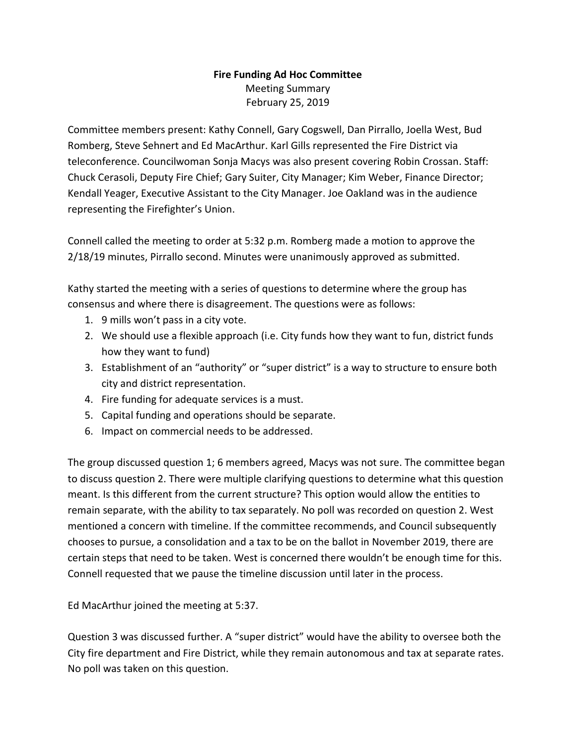**Fire Funding Ad Hoc Committee**

Meeting Summary

February 25, 2019

Committee members present: Kathy Connell, Gary Cogswell, Dan Pirrallo, Joella West, Bud Romberg, Steve Sehnert and Ed MacArthur. Karl Gills represented the Fire District via teleconference. Councilwoman Sonja Macys was also present covering Robin Crossan. Staff: Chuck Cerasoli, Deputy Fire Chief; Gary Suiter, City Manager; Kim Weber, Finance Director; Kendall Yeager, Executive Assistant to the City Manager. Joe Oakland was in the audience representing the Firefighter's Union.

Connell called the meeting to order at 5:32 p.m. Romberg made a motion to approve the 2/18/19 minutes, Pirrallo second. Minutes were unanimously approved as submitted.

Kathy started the meeting with a series of questions to determine where the group has consensus and where there is disagreement. The questions were as follows:

1. 9 mills won't pass in a city vote.
2. We should use a flexible approach (i.e. City funds how they want to fun, district funds how they want to fund)
3. Establishment of an "authority" or "super district" is a way to structure to ensure both city and district representation.
4. Fire funding for adequate services is a must.
5. Capital funding and operations should be separate.
6. Impact on commercial needs to be addressed.

The group discussed question 1; 6 members agreed, Macys was not sure. The committee began to discuss question 2. There were multiple clarifying questions to determine what this question meant. Is this different from the current structure? This option would allow the entities to remain separate, with the ability to tax separately. No poll was recorded on question 2. West mentioned a concern with timeline. If the committee recommends, and Council subsequently chooses to pursue, a consolidation and a tax to be on the ballot in November 2019, there are certain steps that need to be taken. West is concerned there wouldn't be enough time for this. Connell requested that we pause the timeline discussion until later in the process.

Ed MacArthur joined the meeting at 5:37.

Question 3 was discussed further. A "super district" would have the ability to oversee both the City fire department and Fire District, while they remain autonomous and tax at separate rates. No poll was taken on this question.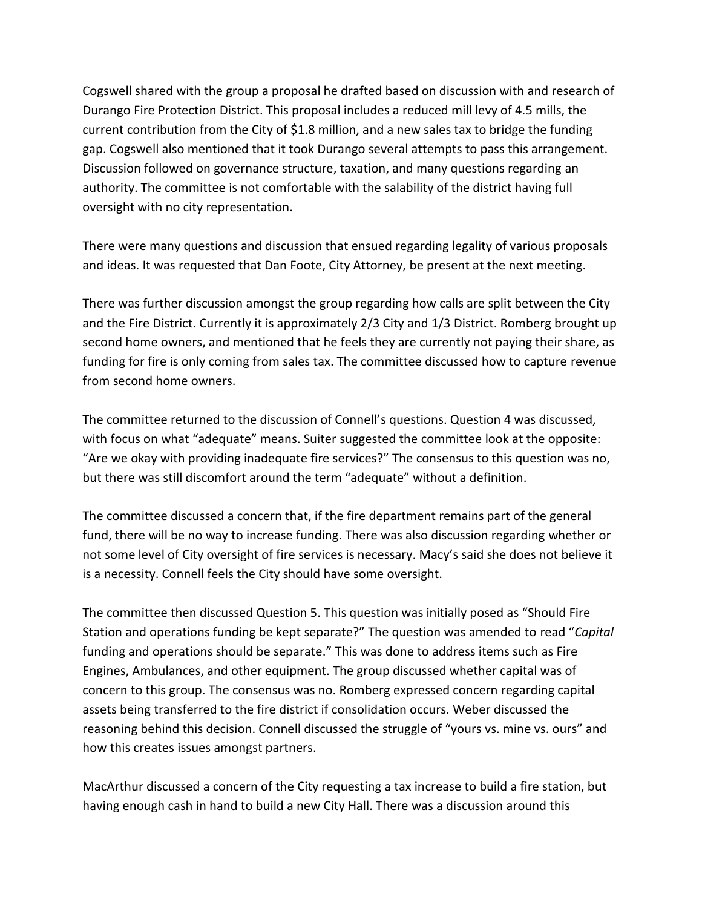Cogswell shared with the group a proposal he drafted based on discussion with and research of Durango Fire Protection District. This proposal includes a reduced mill levy of 4.5 mills, the current contribution from the City of $1.8 million, and a new sales tax to bridge the funding gap. Cogswell also mentioned that it took Durango several attempts to pass this arrangement. Discussion followed on governance structure, taxation, and many questions regarding an authority. The committee is not comfortable with the salability of the district having full oversight with no city representation.

There were many questions and discussion that ensued regarding legality of various proposals and ideas. It was requested that Dan Foote, City Attorney, be present at the next meeting.

There was further discussion amongst the group regarding how calls are split between the City and the Fire District. Currently it is approximately 2/3 City and 1/3 District. Romberg brought up second home owners, and mentioned that he feels they are currently not paying their share, as funding for fire is only coming from sales tax. The committee discussed how to capture revenue from second home owners.

The committee returned to the discussion of Connell's questions. Question 4 was discussed, with focus on what "adequate" means. Suiter suggested the committee look at the opposite: "Are we okay with providing inadequate fire services?" The consensus to this question was no, but there was still discomfort around the term "adequate" without a definition.

The committee discussed a concern that, if the fire department remains part of the general fund, there will be no way to increase funding. There was also discussion regarding whether or not some level of City oversight of fire services is necessary. Macy's said she does not believe it is a necessity. Connell feels the City should have some oversight.

The committee then discussed Question 5. This question was initially posed as "Should Fire Station and operations funding be kept separate?" The question was amended to read "*Capital* funding and operations should be separate." This was done to address items such as Fire Engines, Ambulances, and other equipment. The group discussed whether capital was of concern to this group. The consensus was no. Romberg expressed concern regarding capital assets being transferred to the fire district if consolidation occurs. Weber discussed the reasoning behind this decision. Connell discussed the struggle of "yours vs. mine vs. ours" and how this creates issues amongst partners.

MacArthur discussed a concern of the City requesting a tax increase to build a fire station, but having enough cash in hand to build a new City Hall. There was a discussion around this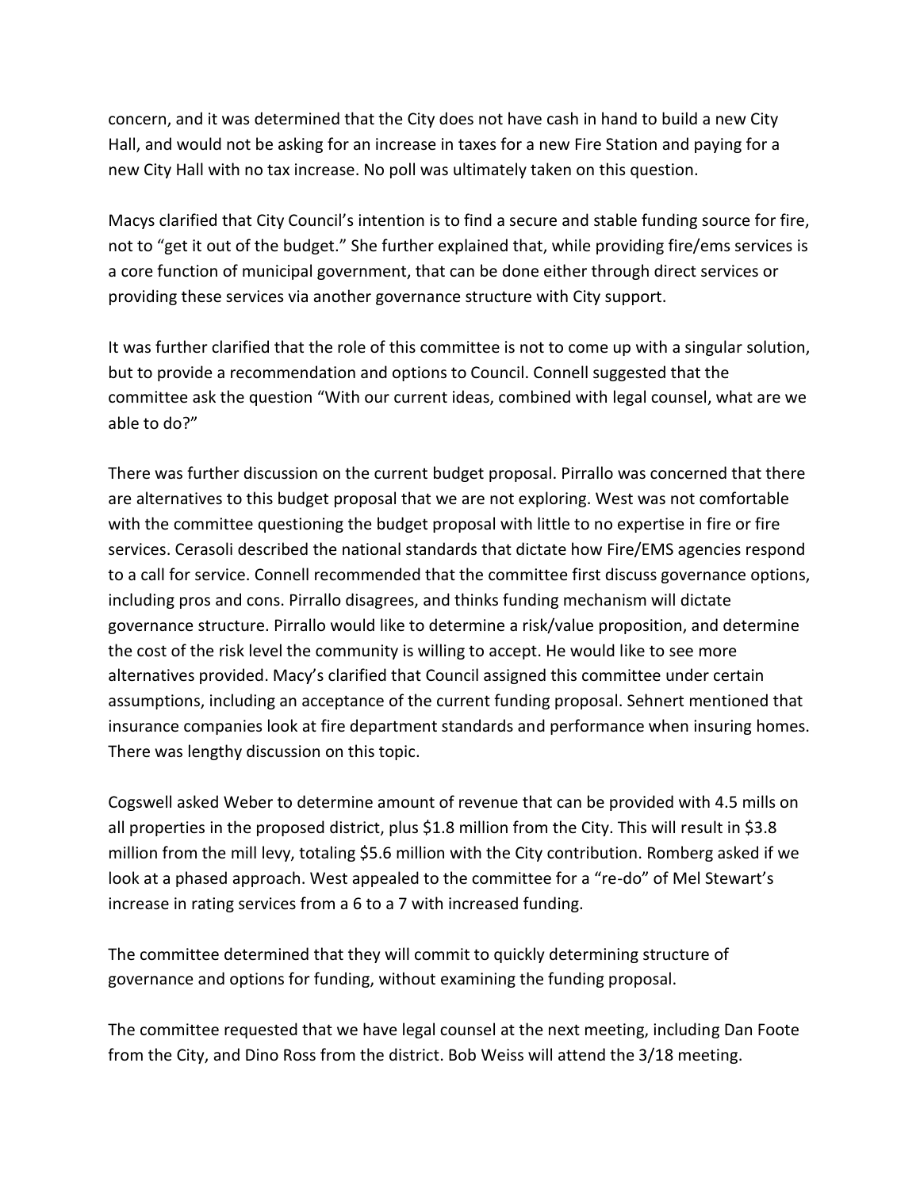concern, and it was determined that the City does not have cash in hand to build a new City Hall, and would not be asking for an increase in taxes for a new Fire Station and paying for a new City Hall with no tax increase. No poll was ultimately taken on this question.

Macys clarified that City Council's intention is to find a secure and stable funding source for fire, not to "get it out of the budget." She further explained that, while providing fire/ems services is a core function of municipal government, that can be done either through direct services or providing these services via another governance structure with City support.

It was further clarified that the role of this committee is not to come up with a singular solution, but to provide a recommendation and options to Council. Connell suggested that the committee ask the question "With our current ideas, combined with legal counsel, what are we able to do?"

There was further discussion on the current budget proposal. Pirrallo was concerned that there are alternatives to this budget proposal that we are not exploring. West was not comfortable with the committee questioning the budget proposal with little to no expertise in fire or fire services. Cerasoli described the national standards that dictate how Fire/EMS agencies respond to a call for service. Connell recommended that the committee first discuss governance options, including pros and cons. Pirrallo disagrees, and thinks funding mechanism will dictate governance structure. Pirrallo would like to determine a risk/value proposition, and determine the cost of the risk level the community is willing to accept. He would like to see more alternatives provided. Macy's clarified that Council assigned this committee under certain assumptions, including an acceptance of the current funding proposal. Sehnert mentioned that insurance companies look at fire department standards and performance when insuring homes. There was lengthy discussion on this topic.

Cogswell asked Weber to determine amount of revenue that can be provided with 4.5 mills on all properties in the proposed district, plus $1.8 million from the City. This will result in $3.8 million from the mill levy, totaling $5.6 million with the City contribution. Romberg asked if we look at a phased approach. West appealed to the committee for a "re-do" of Mel Stewart's increase in rating services from a 6 to a 7 with increased funding.

The committee determined that they will commit to quickly determining structure of governance and options for funding, without examining the funding proposal.

The committee requested that we have legal counsel at the next meeting, including Dan Foote from the City, and Dino Ross from the district. Bob Weiss will attend the 3/18 meeting.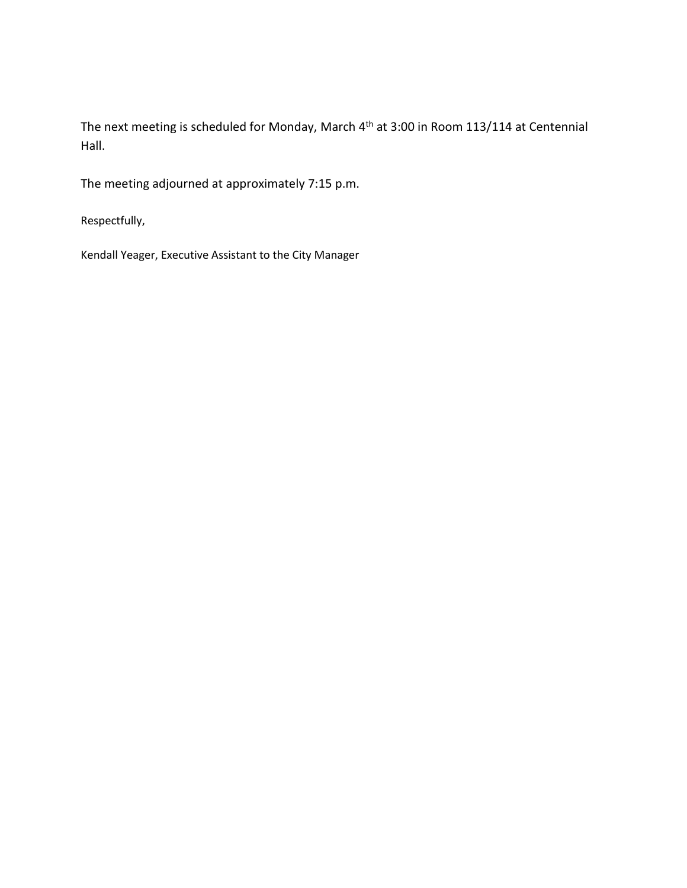The next meeting is scheduled for Monday, March 4th at 3:00 in Room 113/114 at Centennial Hall.

The meeting adjourned at approximately 7:15 p.m.

Respectfully,

Kendall Yeager, Executive Assistant to the City Manager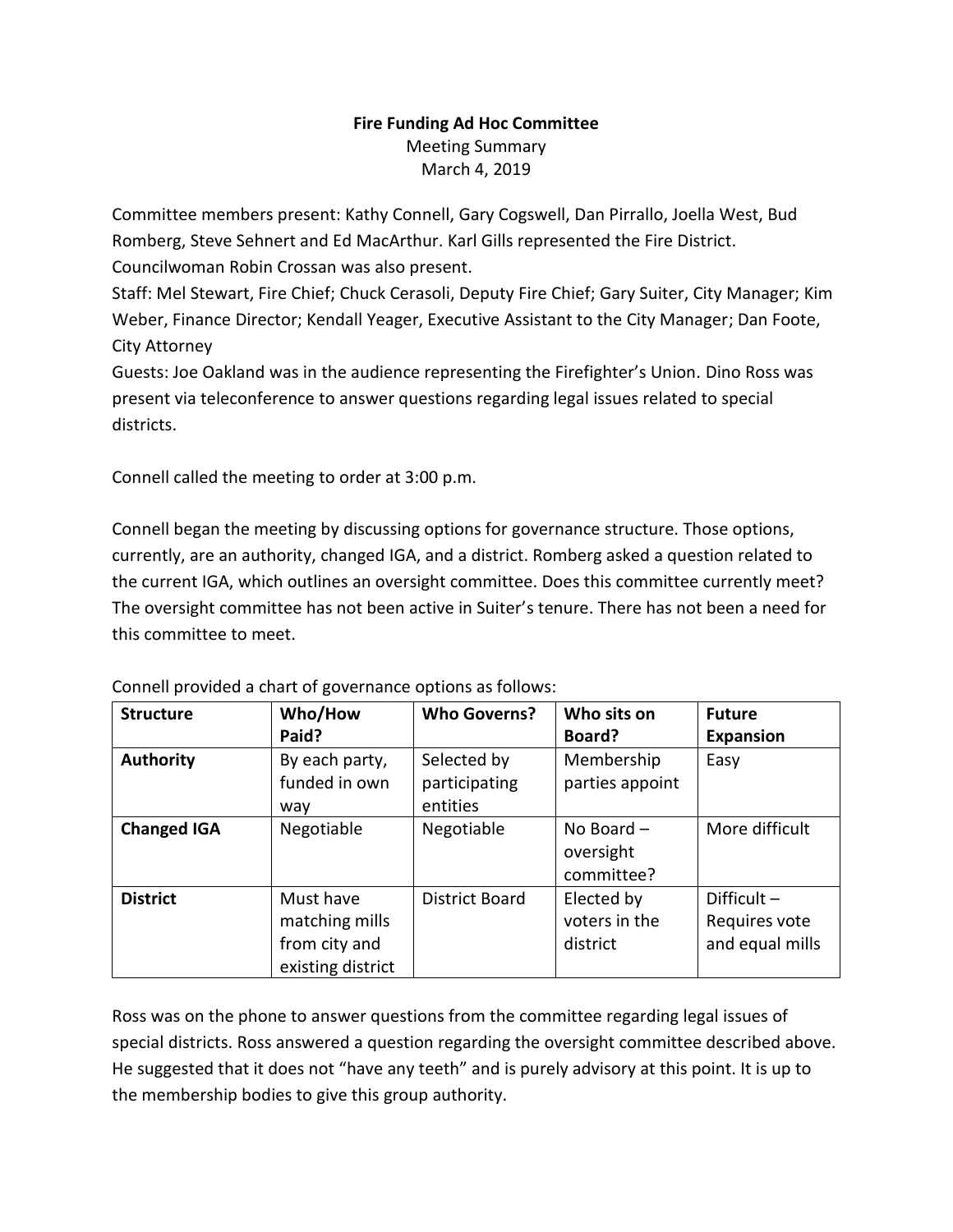**Fire Funding Ad Hoc Committee**

Meeting Summary

March 4, 2019

Committee members present: Kathy Connell, Gary Cogswell, Dan Pirrallo, Joella West, Bud Romberg, Steve Sehnert and Ed MacArthur. Karl Gills represented the Fire District. Councilwoman Robin Crossan was also present.

Staff: Mel Stewart, Fire Chief; Chuck Cerasoli, Deputy Fire Chief; Gary Suiter, City Manager; Kim Weber, Finance Director; Kendall Yeager, Executive Assistant to the City Manager; Dan Foote, City Attorney

Guests: Joe Oakland was in the audience representing the Firefighter's Union. Dino Ross was present via teleconference to answer questions regarding legal issues related to special districts.

Connell called the meeting to order at 3:00 p.m.

Connell began the meeting by discussing options for governance structure. Those options, currently, are an authority, changed IGA, and a district. Romberg asked a question related to the current IGA, which outlines an oversight committee. Does this committee currently meet? The oversight committee has not been active in Suiter's tenure. There has not been a need for this committee to meet.

Connell provided a chart of governance options as follows:

| **Structure** | **Who/How Paid?** | **Who Governs?** | **Who sits on Board?** | **Future Expansion** |
| --- | --- | --- | --- | --- |
| **Authority** | By each party, funded in own way | Selected by participating entities | Membership parties appoint | Easy |
| **Changed IGA** | Negotiable | Negotiable | No Board – oversight committee? | More difficult |
| **District** | Must have matching mills from city and existing district | District Board | Elected by voters in the district | Difficult – Requires vote and equal mills |

Ross was on the phone to answer questions from the committee regarding legal issues of special districts. Ross answered a question regarding the oversight committee described above. He suggested that it does not "have any teeth" and is purely advisory at this point. It is up to the membership bodies to give this group authority.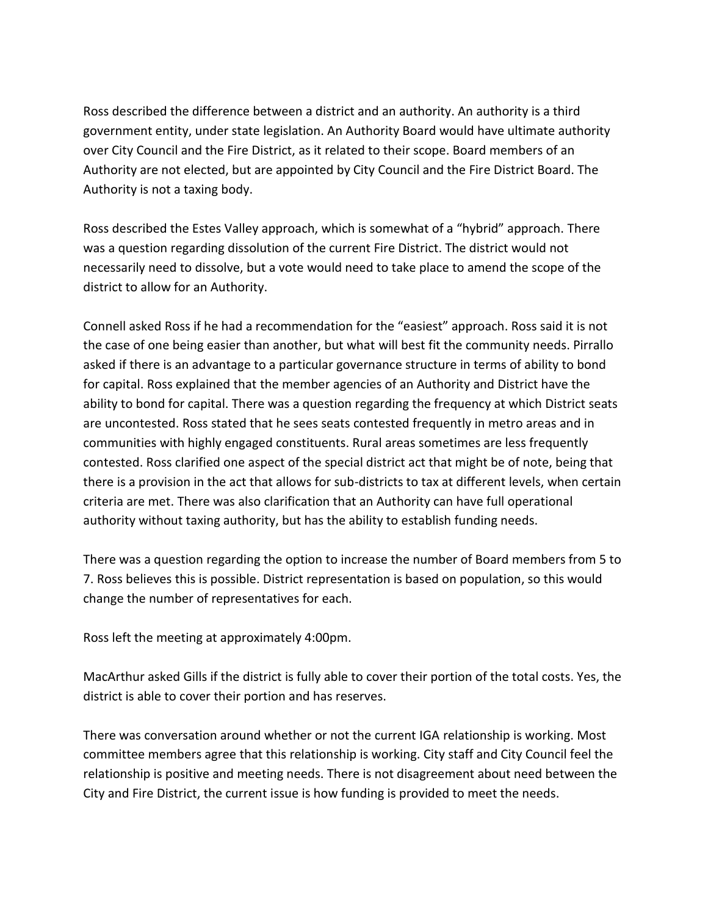Ross described the difference between a district and an authority. An authority is a third government entity, under state legislation. An Authority Board would have ultimate authority over City Council and the Fire District, as it related to their scope. Board members of an Authority are not elected, but are appointed by City Council and the Fire District Board. The Authority is not a taxing body.

Ross described the Estes Valley approach, which is somewhat of a "hybrid" approach. There was a question regarding dissolution of the current Fire District. The district would not necessarily need to dissolve, but a vote would need to take place to amend the scope of the district to allow for an Authority.

Connell asked Ross if he had a recommendation for the "easiest" approach. Ross said it is not the case of one being easier than another, but what will best fit the community needs. Pirrallo asked if there is an advantage to a particular governance structure in terms of ability to bond for capital. Ross explained that the member agencies of an Authority and District have the ability to bond for capital. There was a question regarding the frequency at which District seats are uncontested. Ross stated that he sees seats contested frequently in metro areas and in communities with highly engaged constituents. Rural areas sometimes are less frequently contested. Ross clarified one aspect of the special district act that might be of note, being that there is a provision in the act that allows for sub-districts to tax at different levels, when certain criteria are met. There was also clarification that an Authority can have full operational authority without taxing authority, but has the ability to establish funding needs.

There was a question regarding the option to increase the number of Board members from 5 to 7. Ross believes this is possible. District representation is based on population, so this would change the number of representatives for each.

Ross left the meeting at approximately 4:00pm.

MacArthur asked Gills if the district is fully able to cover their portion of the total costs. Yes, the district is able to cover their portion and has reserves.

There was conversation around whether or not the current IGA relationship is working. Most committee members agree that this relationship is working. City staff and City Council feel the relationship is positive and meeting needs. There is not disagreement about need between the City and Fire District, the current issue is how funding is provided to meet the needs.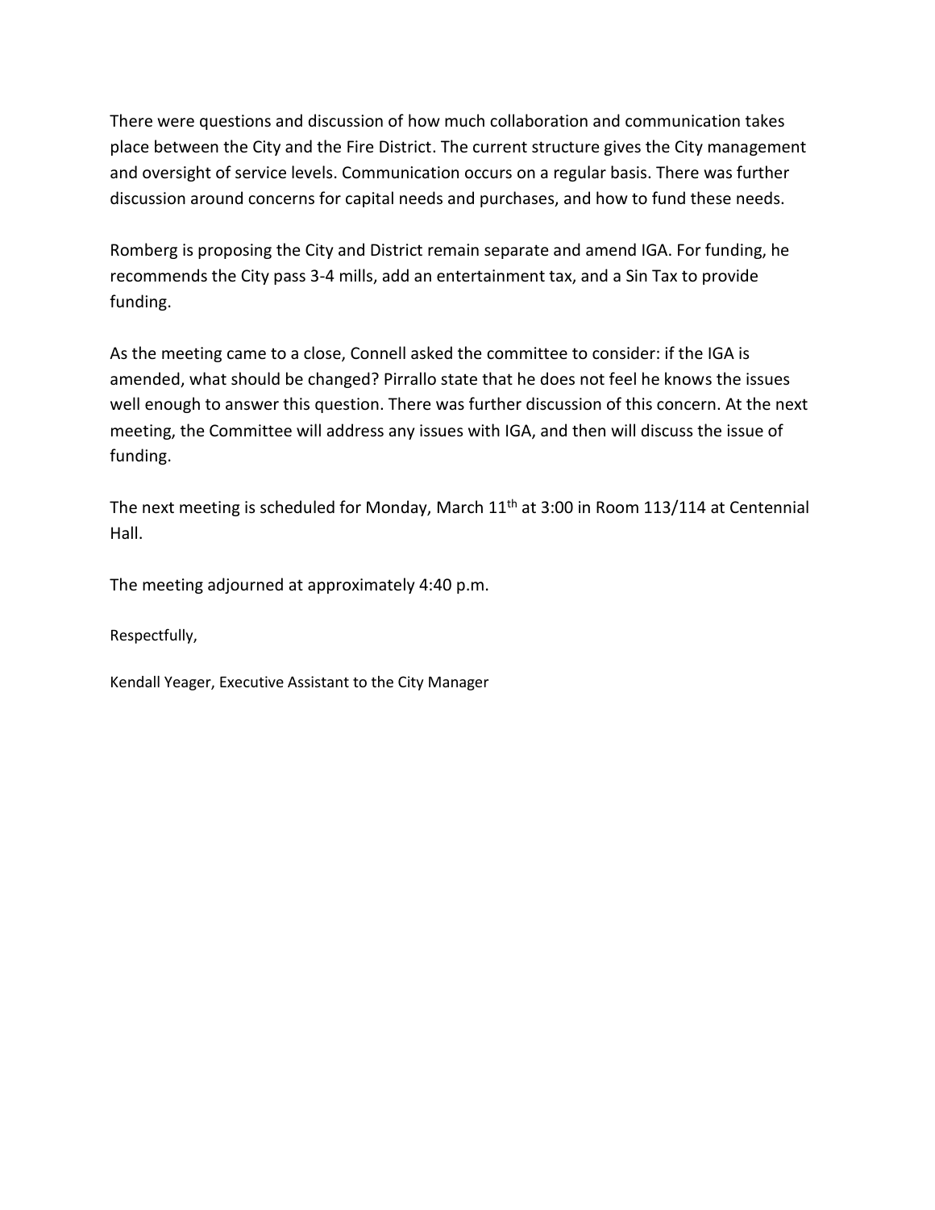There were questions and discussion of how much collaboration and communication takes place between the City and the Fire District. The current structure gives the City management and oversight of service levels. Communication occurs on a regular basis. There was further discussion around concerns for capital needs and purchases, and how to fund these needs.

Romberg is proposing the City and District remain separate and amend IGA. For funding, he recommends the City pass 3-4 mills, add an entertainment tax, and a Sin Tax to provide funding.

As the meeting came to a close, Connell asked the committee to consider: if the IGA is amended, what should be changed? Pirrallo state that he does not feel he knows the issues well enough to answer this question. There was further discussion of this concern. At the next meeting, the Committee will address any issues with IGA, and then will discuss the issue of funding.

The next meeting is scheduled for Monday, March 11th at 3:00 in Room 113/114 at Centennial Hall.

The meeting adjourned at approximately 4:40 p.m.

Respectfully,

Kendall Yeager, Executive Assistant to the City Manager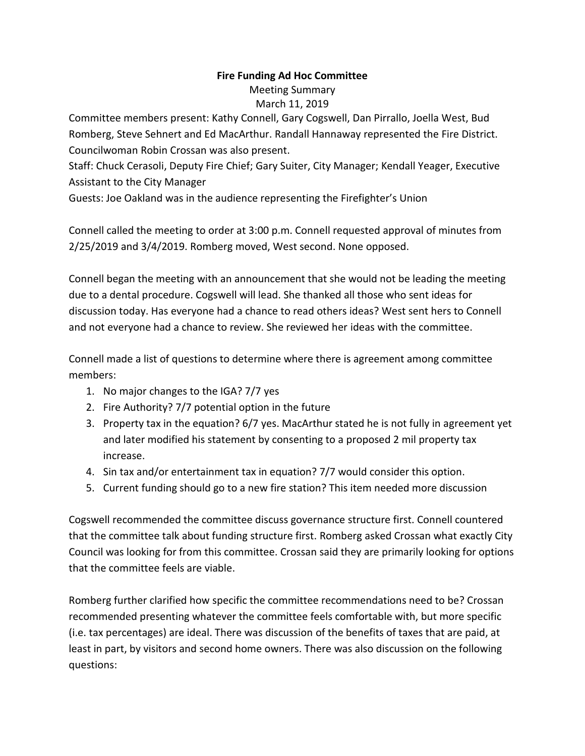**Fire Funding Ad Hoc Committee**

Meeting Summary

March 11, 2019

Committee members present: Kathy Connell, Gary Cogswell, Dan Pirrallo, Joella West, Bud Romberg, Steve Sehnert and Ed MacArthur. Randall Hannaway represented the Fire District. Councilwoman Robin Crossan was also present.

Staff: Chuck Cerasoli, Deputy Fire Chief; Gary Suiter, City Manager; Kendall Yeager, Executive Assistant to the City Manager

Guests: Joe Oakland was in the audience representing the Firefighter's Union

Connell called the meeting to order at 3:00 p.m. Connell requested approval of minutes from 2/25/2019 and 3/4/2019. Romberg moved, West second. None opposed.

Connell began the meeting with an announcement that she would not be leading the meeting due to a dental procedure. Cogswell will lead. She thanked all those who sent ideas for discussion today. Has everyone had a chance to read others ideas? West sent hers to Connell and not everyone had a chance to review. She reviewed her ideas with the committee.

Connell made a list of questions to determine where there is agreement among committee members:

1. No major changes to the IGA? 7/7 yes
2. Fire Authority? 7/7 potential option in the future
3. Property tax in the equation? 6/7 yes. MacArthur stated he is not fully in agreement yet and later modified his statement by consenting to a proposed 2 mil property tax increase.
4. Sin tax and/or entertainment tax in equation? 7/7 would consider this option.
5. Current funding should go to a new fire station? This item needed more discussion

Cogswell recommended the committee discuss governance structure first. Connell countered that the committee talk about funding structure first. Romberg asked Crossan what exactly City Council was looking for from this committee. Crossan said they are primarily looking for options that the committee feels are viable.

Romberg further clarified how specific the committee recommendations need to be? Crossan recommended presenting whatever the committee feels comfortable with, but more specific (i.e. tax percentages) are ideal. There was discussion of the benefits of taxes that are paid, at least in part, by visitors and second home owners. There was also discussion on the following questions: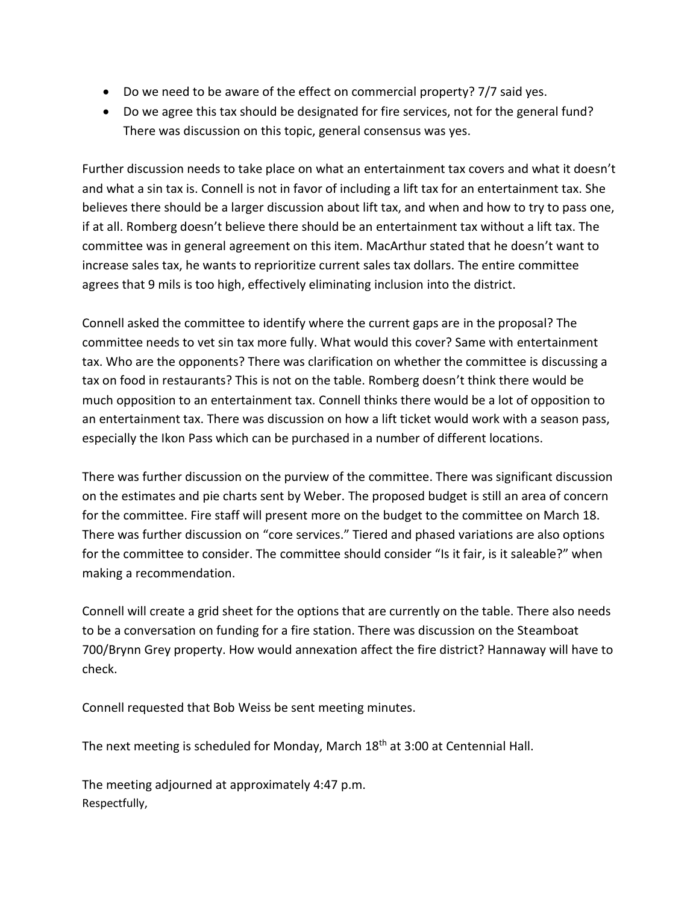- Do we need to be aware of the effect on commercial property? 7/7 said yes.
- Do we agree this tax should be designated for fire services, not for the general fund? There was discussion on this topic, general consensus was yes.

Further discussion needs to take place on what an entertainment tax covers and what it doesn't and what a sin tax is. Connell is not in favor of including a lift tax for an entertainment tax. She believes there should be a larger discussion about lift tax, and when and how to try to pass one, if at all. Romberg doesn't believe there should be an entertainment tax without a lift tax. The committee was in general agreement on this item. MacArthur stated that he doesn't want to increase sales tax, he wants to reprioritize current sales tax dollars. The entire committee agrees that 9 mils is too high, effectively eliminating inclusion into the district.

Connell asked the committee to identify where the current gaps are in the proposal? The committee needs to vet sin tax more fully. What would this cover? Same with entertainment tax. Who are the opponents? There was clarification on whether the committee is discussing a tax on food in restaurants? This is not on the table. Romberg doesn't think there would be much opposition to an entertainment tax. Connell thinks there would be a lot of opposition to an entertainment tax. There was discussion on how a lift ticket would work with a season pass, especially the Ikon Pass which can be purchased in a number of different locations.

There was further discussion on the purview of the committee. There was significant discussion on the estimates and pie charts sent by Weber. The proposed budget is still an area of concern for the committee. Fire staff will present more on the budget to the committee on March 18. There was further discussion on "core services." Tiered and phased variations are also options for the committee to consider. The committee should consider "Is it fair, is it saleable?" when making a recommendation.

Connell will create a grid sheet for the options that are currently on the table. There also needs to be a conversation on funding for a fire station. There was discussion on the Steamboat 700/Brynn Grey property. How would annexation affect the fire district? Hannaway will have to check.

Connell requested that Bob Weiss be sent meeting minutes.

The next meeting is scheduled for Monday, March 18th at 3:00 at Centennial Hall.

The meeting adjourned at approximately 4:47 p.m.
Respectfully,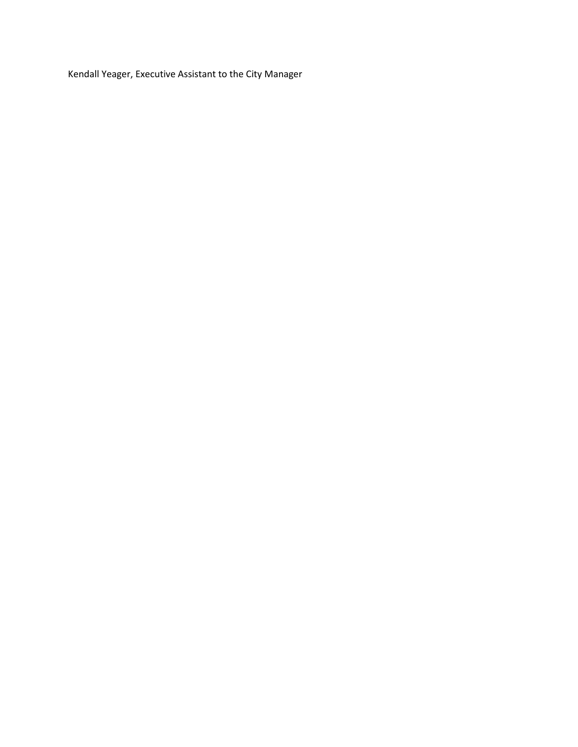Kendall Yeager, Executive Assistant to the City Manager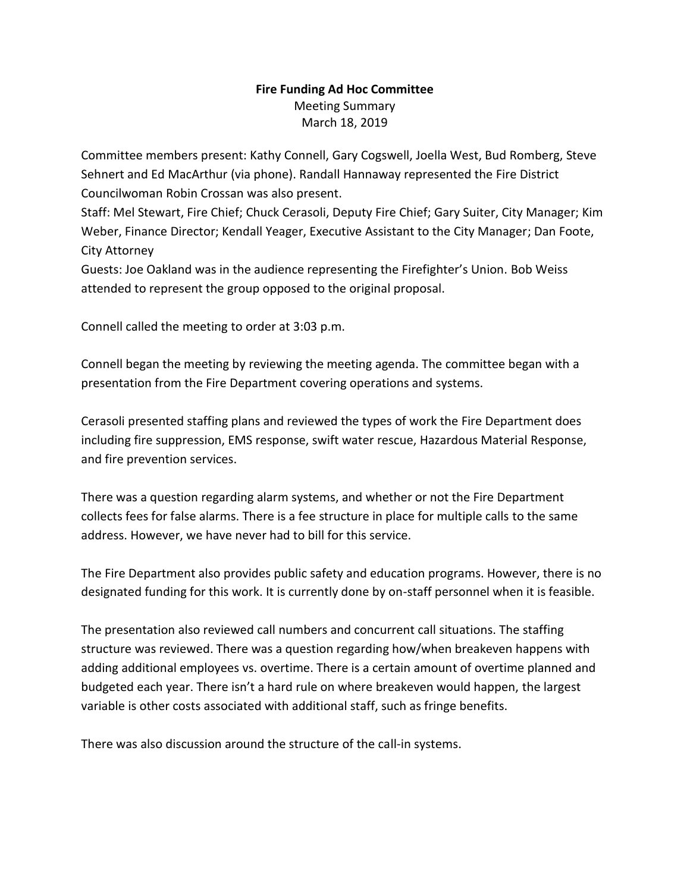**Fire Funding Ad Hoc Committee**

Meeting Summary

March 18, 2019

Committee members present: Kathy Connell, Gary Cogswell, Joella West, Bud Romberg, Steve Sehnert and Ed MacArthur (via phone). Randall Hannaway represented the Fire District Councilwoman Robin Crossan was also present.

Staff: Mel Stewart, Fire Chief; Chuck Cerasoli, Deputy Fire Chief; Gary Suiter, City Manager; Kim Weber, Finance Director; Kendall Yeager, Executive Assistant to the City Manager; Dan Foote, City Attorney

Guests: Joe Oakland was in the audience representing the Firefighter's Union. Bob Weiss attended to represent the group opposed to the original proposal.

Connell called the meeting to order at 3:03 p.m.

Connell began the meeting by reviewing the meeting agenda. The committee began with a presentation from the Fire Department covering operations and systems.

Cerasoli presented staffing plans and reviewed the types of work the Fire Department does including fire suppression, EMS response, swift water rescue, Hazardous Material Response, and fire prevention services.

There was a question regarding alarm systems, and whether or not the Fire Department collects fees for false alarms. There is a fee structure in place for multiple calls to the same address. However, we have never had to bill for this service.

The Fire Department also provides public safety and education programs. However, there is no designated funding for this work. It is currently done by on-staff personnel when it is feasible.

The presentation also reviewed call numbers and concurrent call situations. The staffing structure was reviewed. There was a question regarding how/when breakeven happens with adding additional employees vs. overtime. There is a certain amount of overtime planned and budgeted each year. There isn't a hard rule on where breakeven would happen, the largest variable is other costs associated with additional staff, such as fringe benefits.

There was also discussion around the structure of the call-in systems.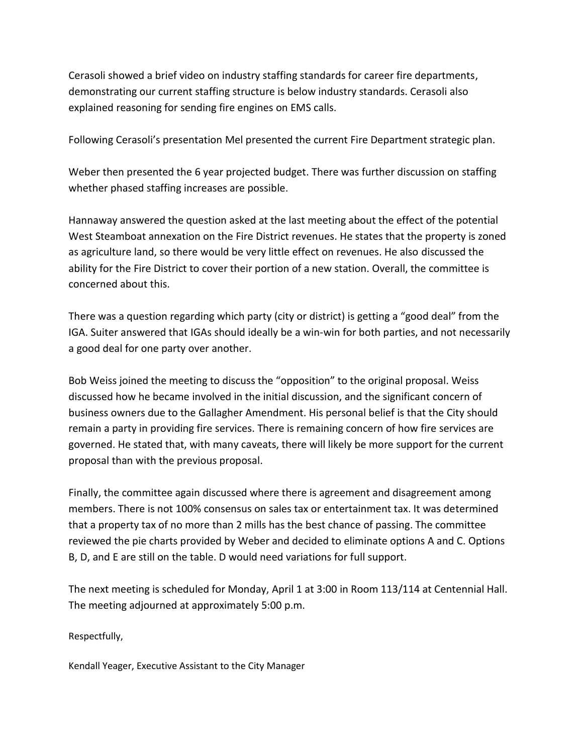Cerasoli showed a brief video on industry staffing standards for career fire departments, demonstrating our current staffing structure is below industry standards. Cerasoli also explained reasoning for sending fire engines on EMS calls.

Following Cerasoli's presentation Mel presented the current Fire Department strategic plan.

Weber then presented the 6 year projected budget. There was further discussion on staffing whether phased staffing increases are possible.

Hannaway answered the question asked at the last meeting about the effect of the potential West Steamboat annexation on the Fire District revenues. He states that the property is zoned as agriculture land, so there would be very little effect on revenues. He also discussed the ability for the Fire District to cover their portion of a new station. Overall, the committee is concerned about this.

There was a question regarding which party (city or district) is getting a "good deal" from the IGA. Suiter answered that IGAs should ideally be a win-win for both parties, and not necessarily a good deal for one party over another.

Bob Weiss joined the meeting to discuss the "opposition" to the original proposal. Weiss discussed how he became involved in the initial discussion, and the significant concern of business owners due to the Gallagher Amendment. His personal belief is that the City should remain a party in providing fire services. There is remaining concern of how fire services are governed. He stated that, with many caveats, there will likely be more support for the current proposal than with the previous proposal.

Finally, the committee again discussed where there is agreement and disagreement among members. There is not 100% consensus on sales tax or entertainment tax. It was determined that a property tax of no more than 2 mills has the best chance of passing. The committee reviewed the pie charts provided by Weber and decided to eliminate options A and C. Options B, D, and E are still on the table. D would need variations for full support.

The next meeting is scheduled for Monday, April 1 at 3:00 in Room 113/114 at Centennial Hall. The meeting adjourned at approximately 5:00 p.m.

Respectfully,

Kendall Yeager, Executive Assistant to the City Manager